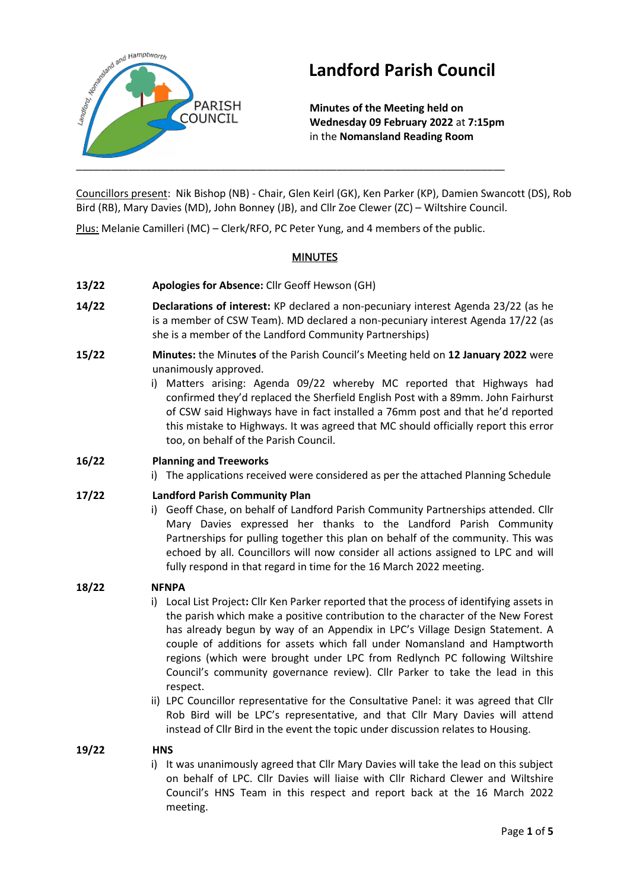# Landford Parish Council

**Minutes of the Meeting held on Wednesday 09 February 2022** at **7:15pm** in the **Nomansland Reading Room**

---

Councillors present: Nik Bishop (NB) - Chair, Glen Keirl (GK), Ken Parker (KP), Damien Swancott (DS), Rob Bird (RB), Mary Davies (MD), John Bonney (JB), and Cllr Zoe Clewer (ZC) – Wiltshire Council.

Plus: Melanie Camilleri (MC) – Clerk/RFO, PC Peter Yung, and 4 members of the public.

## MINUTES

**13/22** **Apologies for Absence:** Cllr Geoff Hewson (GH)

**14/22** **Declarations of interest:** KP declared a non-pecuniary interest Agenda 23/22 (as he is a member of CSW Team). MD declared a non-pecuniary interest Agenda 17/22 (as she is a member of the Landford Community Partnerships)

**15/22** **Minutes:** the Minutes of the Parish Council's Meeting held on **12 January 2022** were unanimously approved.

i) Matters arising: Agenda 09/22 whereby MC reported that Highways had confirmed they'd replaced the Sherfield English Post with a 89mm. John Fairhurst of CSW said Highways have in fact installed a 76mm post and that he'd reported this mistake to Highways. It was agreed that MC should officially report this error too, on behalf of the Parish Council.

**16/22** **Planning and Treeworks**

i) The applications received were considered as per the attached Planning Schedule

**17/22** **Landford Parish Community Plan**

i) Geoff Chase, on behalf of Landford Parish Community Partnerships attended. Cllr Mary Davies expressed her thanks to the Landford Parish Community Partnerships for pulling together this plan on behalf of the community. This was echoed by all. Councillors will now consider all actions assigned to LPC and will fully respond in that regard in time for the 16 March 2022 meeting.

**18/22** **NFNPA**

i) Local List Project**:** Cllr Ken Parker reported that the process of identifying assets in the parish which make a positive contribution to the character of the New Forest has already begun by way of an Appendix in LPC's Village Design Statement. A couple of additions for assets which fall under Nomansland and Hamptworth regions (which were brought under LPC from Redlynch PC following Wiltshire Council's community governance review). Cllr Parker to take the lead in this respect.

ii) LPC Councillor representative for the Consultative Panel: it was agreed that Cllr Rob Bird will be LPC's representative, and that Cllr Mary Davies will attend instead of Cllr Bird in the event the topic under discussion relates to Housing.

**19/22** **HNS**

i) It was unanimously agreed that Cllr Mary Davies will take the lead on this subject on behalf of LPC. Cllr Davies will liaise with Cllr Richard Clewer and Wiltshire Council's HNS Team in this respect and report back at the 16 March 2022 meeting.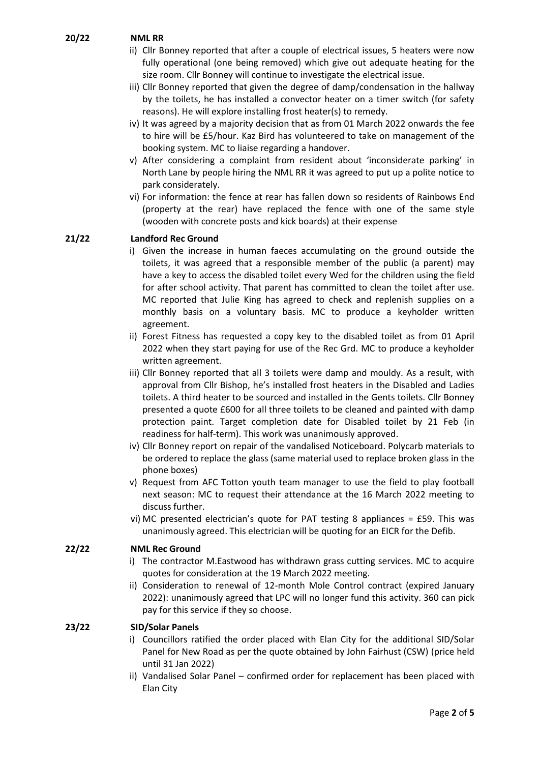**20/22 NML RR**

ii) Cllr Bonney reported that after a couple of electrical issues, 5 heaters were now fully operational (one being removed) which give out adequate heating for the size room. Cllr Bonney will continue to investigate the electrical issue.

iii) Cllr Bonney reported that given the degree of damp/condensation in the hallway by the toilets, he has installed a convector heater on a timer switch (for safety reasons). He will explore installing frost heater(s) to remedy.

iv) It was agreed by a majority decision that as from 01 March 2022 onwards the fee to hire will be £5/hour. Kaz Bird has volunteered to take on management of the booking system. MC to liaise regarding a handover.

v) After considering a complaint from resident about 'inconsiderate parking' in North Lane by people hiring the NML RR it was agreed to put up a polite notice to park considerately.

vi) For information: the fence at rear has fallen down so residents of Rainbows End (property at the rear) have replaced the fence with one of the same style (wooden with concrete posts and kick boards) at their expense

**21/22 Landford Rec Ground**

i) Given the increase in human faeces accumulating on the ground outside the toilets, it was agreed that a responsible member of the public (a parent) may have a key to access the disabled toilet every Wed for the children using the field for after school activity. That parent has committed to clean the toilet after use. MC reported that Julie King has agreed to check and replenish supplies on a monthly basis on a voluntary basis. MC to produce a keyholder written agreement.

ii) Forest Fitness has requested a copy key to the disabled toilet as from 01 April 2022 when they start paying for use of the Rec Grd. MC to produce a keyholder written agreement.

iii) Cllr Bonney reported that all 3 toilets were damp and mouldy. As a result, with approval from Cllr Bishop, he's installed frost heaters in the Disabled and Ladies toilets. A third heater to be sourced and installed in the Gents toilets. Cllr Bonney presented a quote £600 for all three toilets to be cleaned and painted with damp protection paint. Target completion date for Disabled toilet by 21 Feb (in readiness for half-term). This work was unanimously approved.

iv) Cllr Bonney report on repair of the vandalised Noticeboard. Polycarb materials to be ordered to replace the glass (same material used to replace broken glass in the phone boxes)

v) Request from AFC Totton youth team manager to use the field to play football next season: MC to request their attendance at the 16 March 2022 meeting to discuss further.

vi) MC presented electrician's quote for PAT testing 8 appliances = £59. This was unanimously agreed. This electrician will be quoting for an EICR for the Defib.

**22/22 NML Rec Ground**

i) The contractor M.Eastwood has withdrawn grass cutting services. MC to acquire quotes for consideration at the 19 March 2022 meeting.

ii) Consideration to renewal of 12-month Mole Control contract (expired January 2022): unanimously agreed that LPC will no longer fund this activity. 360 can pick pay for this service if they so choose.

**23/22 SID/Solar Panels**

i) Councillors ratified the order placed with Elan City for the additional SID/Solar Panel for New Road as per the quote obtained by John Fairhust (CSW) (price held until 31 Jan 2022)

ii) Vandalised Solar Panel – confirmed order for replacement has been placed with Elan City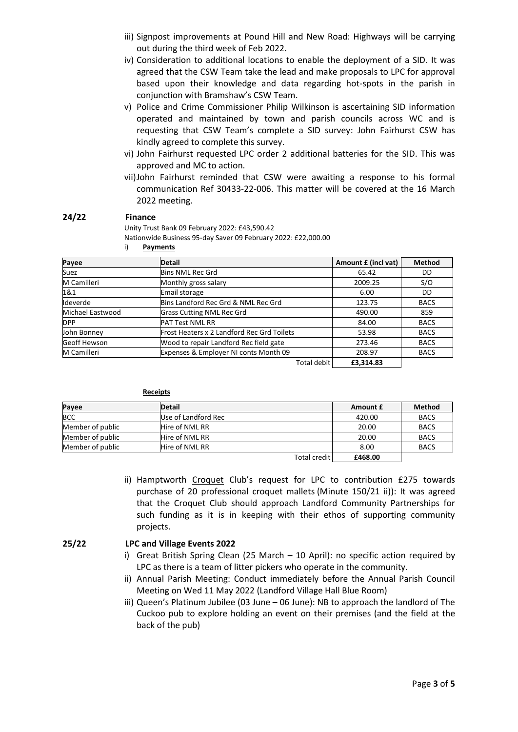iii) Signpost improvements at Pound Hill and New Road: Highways will be carrying out during the third week of Feb 2022.

iv) Consideration to additional locations to enable the deployment of a SID. It was agreed that the CSW Team take the lead and make proposals to LPC for approval based upon their knowledge and data regarding hot-spots in the parish in conjunction with Bramshaw's CSW Team.

v) Police and Crime Commissioner Philip Wilkinson is ascertaining SID information operated and maintained by town and parish councils across WC and is requesting that CSW Team's complete a SID survey: John Fairhurst CSW has kindly agreed to complete this survey.

vi) John Fairhurst requested LPC order 2 additional batteries for the SID. This was approved and MC to action.

vii) John Fairhurst reminded that CSW were awaiting a response to his formal communication Ref 30433-22-006. This matter will be covered at the 16 March 2022 meeting.

## 24/22 Finance

Unity Trust Bank 09 February 2022: £43,590.42

Nationwide Business 95-day Saver 09 February 2022: £22,000.00

i) **Payments**

| Payee | Detail | Amount £ (incl vat) | Method |
|---|---|---|---|
| Suez | Bins NML Rec Grd | 65.42 | DD |
| M Camilleri | Monthly gross salary | 2009.25 | S/O |
| 1&1 | Email storage | 6.00 | DD |
| Ideverde | Bins Landford Rec Grd & NML Rec Grd | 123.75 | BACS |
| Michael Eastwood | Grass Cutting NML Rec Grd | 490.00 | 859 |
| DPP | PAT Test NML RR | 84.00 | BACS |
| John Bonney | Frost Heaters x 2 Landford Rec Grd Toilets | 53.98 | BACS |
| Geoff Hewson | Wood to repair Landford Rec field gate | 273.46 | BACS |
| M Camilleri | Expenses & Employer NI conts Month 09 | 208.97 | BACS |
| | Total debit | **£3,314.83** | |

**Receipts**

| Payee | Detail | Amount £ | Method |
|---|---|---|---|
| BCC | Use of Landford Rec | 420.00 | BACS |
| Member of public | Hire of NML RR | 20.00 | BACS |
| Member of public | Hire of NML RR | 20.00 | BACS |
| Member of public | Hire of NML RR | 8.00 | BACS |
| | Total credit | **£468.00** | |

ii) Hamptworth Croquet Club's request for LPC to contribution £275 towards purchase of 20 professional croquet mallets (Minute 150/21 ii)): It was agreed that the Croquet Club should approach Landford Community Partnerships for such funding as it is in keeping with their ethos of supporting community projects.

## 25/22 LPC and Village Events 2022

i) Great British Spring Clean (25 March – 10 April): no specific action required by LPC as there is a team of litter pickers who operate in the community.

ii) Annual Parish Meeting: Conduct immediately before the Annual Parish Council Meeting on Wed 11 May 2022 (Landford Village Hall Blue Room)

iii) Queen's Platinum Jubilee (03 June – 06 June): NB to approach the landlord of The Cuckoo pub to explore holding an event on their premises (and the field at the back of the pub)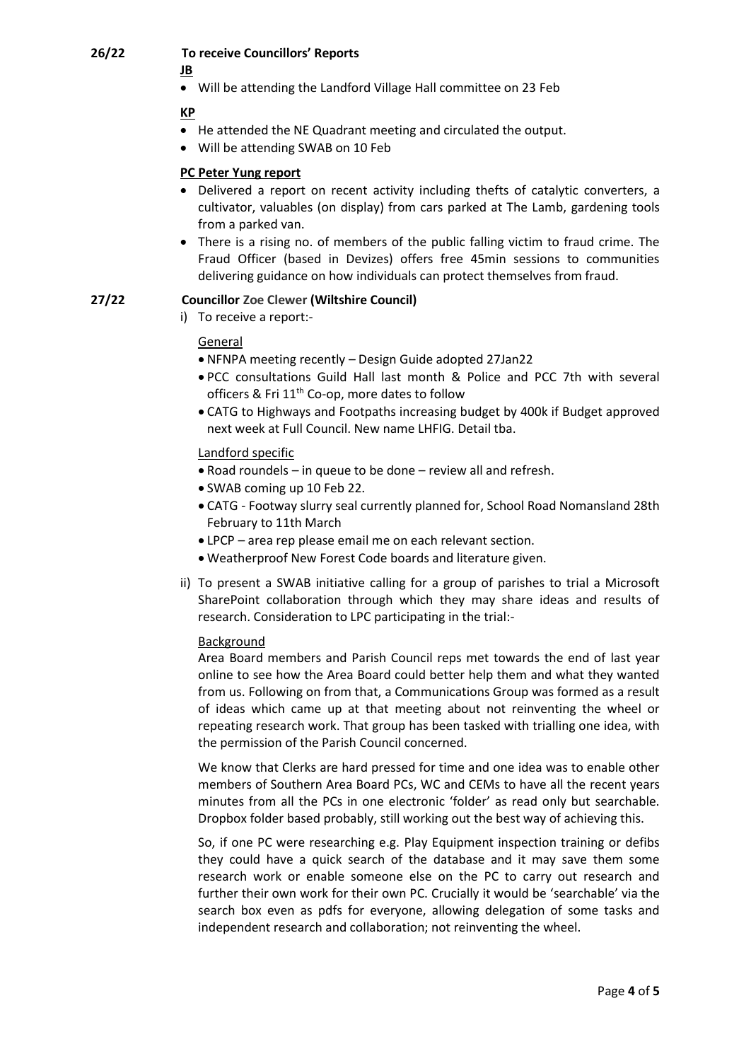**26/22 To receive Councillors' Reports**

**JB**

- Will be attending the Landford Village Hall committee on 23 Feb

**KP**

- He attended the NE Quadrant meeting and circulated the output.
- Will be attending SWAB on 10 Feb

**PC Peter Yung report**

- Delivered a report on recent activity including thefts of catalytic converters, a cultivator, valuables (on display) from cars parked at The Lamb, gardening tools from a parked van.
- There is a rising no. of members of the public falling victim to fraud crime. The Fraud Officer (based in Devizes) offers free 45min sessions to communities delivering guidance on how individuals can protect themselves from fraud.

**27/22 Councillor Zoe Clewer (Wiltshire Council)**

i) To receive a report:-

General

- NFNPA meeting recently – Design Guide adopted 27Jan22
- PCC consultations Guild Hall last month & Police and PCC 7th with several officers & Fri 11th Co-op, more dates to follow
- CATG to Highways and Footpaths increasing budget by 400k if Budget approved next week at Full Council. New name LHFIG. Detail tba.

Landford specific

- Road roundels – in queue to be done – review all and refresh.
- SWAB coming up 10 Feb 22.
- CATG - Footway slurry seal currently planned for, School Road Nomansland 28th February to 11th March
- LPCP – area rep please email me on each relevant section.
- Weatherproof New Forest Code boards and literature given.

ii) To present a SWAB initiative calling for a group of parishes to trial a Microsoft SharePoint collaboration through which they may share ideas and results of research. Consideration to LPC participating in the trial:-

Background

Area Board members and Parish Council reps met towards the end of last year online to see how the Area Board could better help them and what they wanted from us. Following on from that, a Communications Group was formed as a result of ideas which came up at that meeting about not reinventing the wheel or repeating research work. That group has been tasked with trialling one idea, with the permission of the Parish Council concerned.

We know that Clerks are hard pressed for time and one idea was to enable other members of Southern Area Board PCs, WC and CEMs to have all the recent years minutes from all the PCs in one electronic 'folder' as read only but searchable. Dropbox folder based probably, still working out the best way of achieving this.

So, if one PC were researching e.g. Play Equipment inspection training or defibs they could have a quick search of the database and it may save them some research work or enable someone else on the PC to carry out research and further their own work for their own PC. Crucially it would be 'searchable' via the search box even as pdfs for everyone, allowing delegation of some tasks and independent research and collaboration; not reinventing the wheel.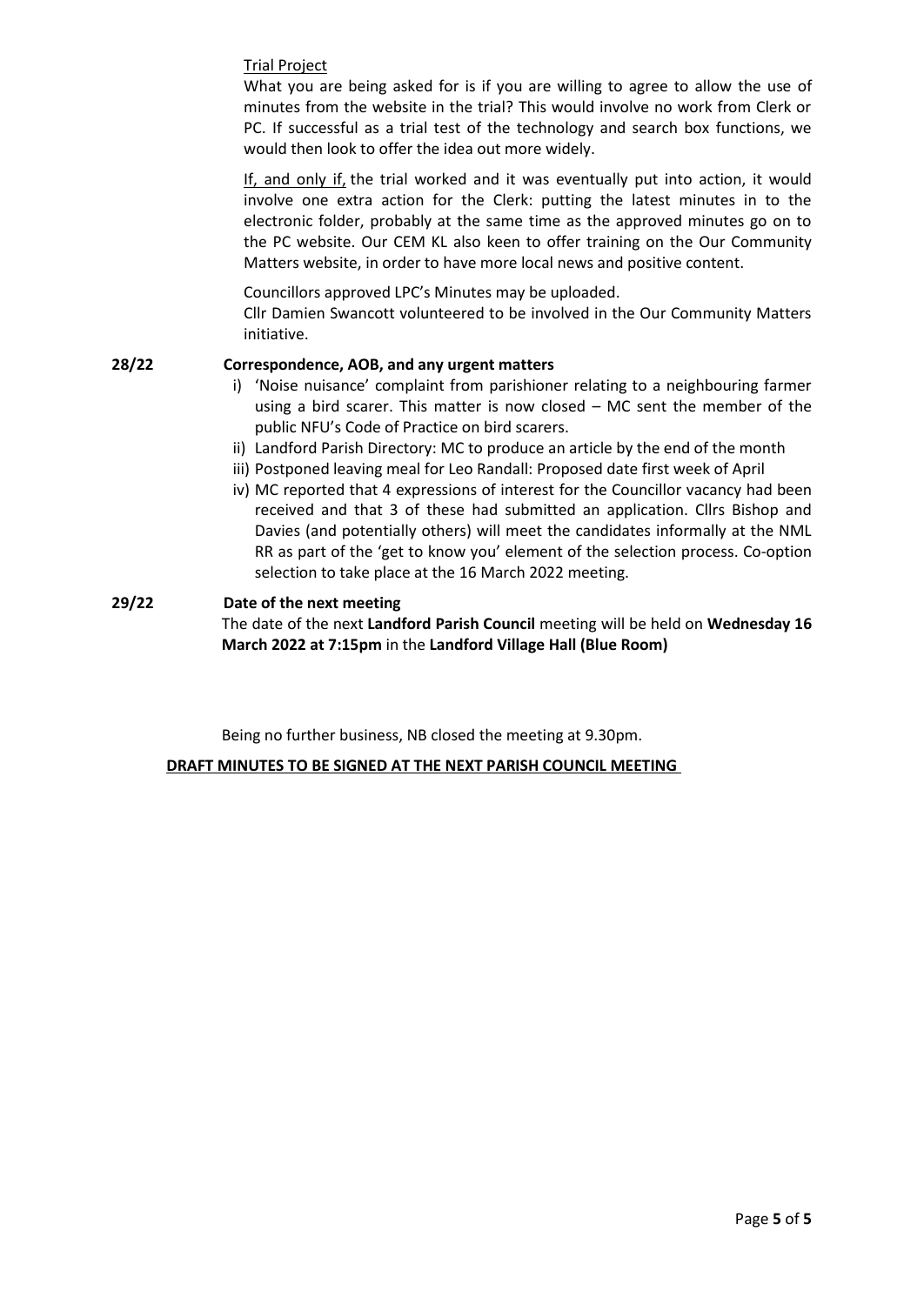Trial Project

What you are being asked for is if you are willing to agree to allow the use of minutes from the website in the trial? This would involve no work from Clerk or PC. If successful as a trial test of the technology and search box functions, we would then look to offer the idea out more widely.

If, and only if, the trial worked and it was eventually put into action, it would involve one extra action for the Clerk: putting the latest minutes in to the electronic folder, probably at the same time as the approved minutes go on to the PC website. Our CEM KL also keen to offer training on the Our Community Matters website, in order to have more local news and positive content.

Councillors approved LPC's Minutes may be uploaded.
Cllr Damien Swancott volunteered to be involved in the Our Community Matters initiative.

**28/22 Correspondence, AOB, and any urgent matters**

i) 'Noise nuisance' complaint from parishioner relating to a neighbouring farmer using a bird scarer. This matter is now closed – MC sent the member of the public NFU's Code of Practice on bird scarers.
ii) Landford Parish Directory: MC to produce an article by the end of the month
iii) Postponed leaving meal for Leo Randall: Proposed date first week of April
iv) MC reported that 4 expressions of interest for the Councillor vacancy had been received and that 3 of these had submitted an application. Cllrs Bishop and Davies (and potentially others) will meet the candidates informally at the NML RR as part of the 'get to know you' element of the selection process. Co-option selection to take place at the 16 March 2022 meeting.

**29/22 Date of the next meeting**

The date of the next **Landford Parish Council** meeting will be held on **Wednesday 16 March 2022 at 7:15pm** in the **Landford Village Hall (Blue Room)**

Being no further business, NB closed the meeting at 9.30pm.

**DRAFT MINUTES TO BE SIGNED AT THE NEXT PARISH COUNCIL MEETING**